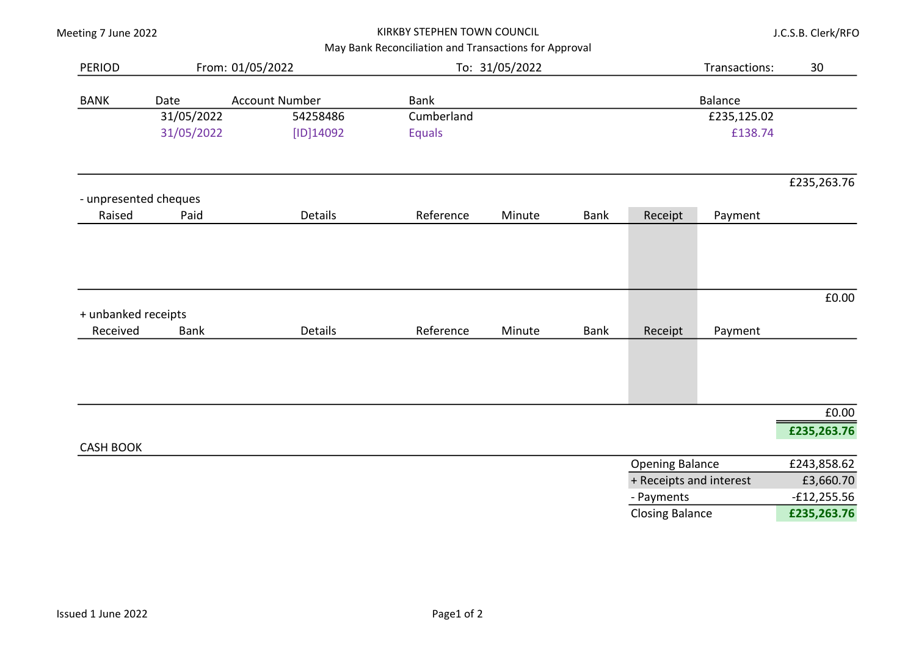Meeting 7 June 2022

# KIRKBY STEPHEN TOWN COUNCIL

May Bank Reconciliation and Transactions for Approval

J.C.S.B. Clerk/RFO

| PERIOD | From: 01/05/2022 | To: 31/05/2022 | Transactions: | 30 |
|---|---|---|---|---|

| BANK | Date | Account Number | Bank | Balance | |
|---|---|---|---|---|---|
| | 31/05/2022 | 54258486 | Cumberland | £235,125.02 | |
| | 31/05/2022 | [ID]14092 | Equals | £138.74 | |
| | | | | | £235,263.76 |

- unpresented cheques

| Raised | Paid | Details | Reference | Minute | Bank | Receipt | Payment | |
|---|---|---|---|---|---|---|---|---|
| | | | | | | | | £0.00 |

+ unbanked receipts

| Received | Bank | Details | Reference | Minute | Bank | Receipt | Payment | |
|---|---|---|---|---|---|---|---|---|
| | | | | | | | | £0.00 |
| | | | | | | | | **£235,263.76** |

CASH BOOK

| | |
|---|---|
| Opening Balance | £243,858.62 |
| + Receipts and interest | £3,660.70 |
| - Payments | -£12,255.56 |
| Closing Balance | **£235,263.76** |

Issued 1 June 2022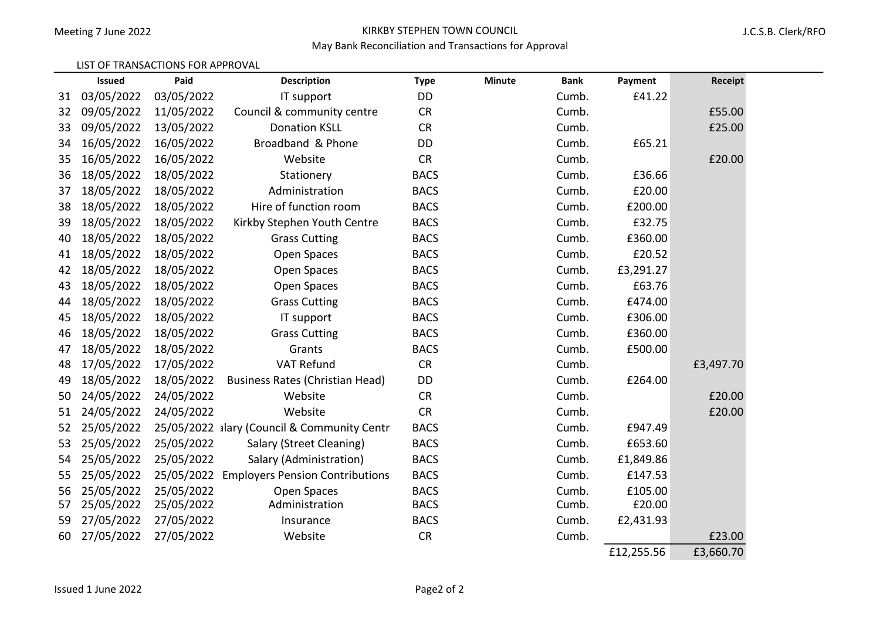KIRKBY STEPHEN TOWN COUNCIL

May Bank Reconciliation and Transactions for Approval

Meeting 7 June 2022

J.C.S.B. Clerk/RFO

LIST OF TRANSACTIONS FOR APPROVAL

| | Issued | Paid | Description | Type | Minute | Bank | Payment | Receipt |
|---|---|---|---|---|---|---|---|---|
| 31 | 03/05/2022 | 03/05/2022 | IT support | DD | | Cumb. | £41.22 | |
| 32 | 09/05/2022 | 11/05/2022 | Council & community centre | CR | | Cumb. | | £55.00 |
| 33 | 09/05/2022 | 13/05/2022 | Donation KSLL | CR | | Cumb. | | £25.00 |
| 34 | 16/05/2022 | 16/05/2022 | Broadband & Phone | DD | | Cumb. | £65.21 | |
| 35 | 16/05/2022 | 16/05/2022 | Website | CR | | Cumb. | | £20.00 |
| 36 | 18/05/2022 | 18/05/2022 | Stationery | BACS | | Cumb. | £36.66 | |
| 37 | 18/05/2022 | 18/05/2022 | Administration | BACS | | Cumb. | £20.00 | |
| 38 | 18/05/2022 | 18/05/2022 | Hire of function room | BACS | | Cumb. | £200.00 | |
| 39 | 18/05/2022 | 18/05/2022 | Kirkby Stephen Youth Centre | BACS | | Cumb. | £32.75 | |
| 40 | 18/05/2022 | 18/05/2022 | Grass Cutting | BACS | | Cumb. | £360.00 | |
| 41 | 18/05/2022 | 18/05/2022 | Open Spaces | BACS | | Cumb. | £20.52 | |
| 42 | 18/05/2022 | 18/05/2022 | Open Spaces | BACS | | Cumb. | £3,291.27 | |
| 43 | 18/05/2022 | 18/05/2022 | Open Spaces | BACS | | Cumb. | £63.76 | |
| 44 | 18/05/2022 | 18/05/2022 | Grass Cutting | BACS | | Cumb. | £474.00 | |
| 45 | 18/05/2022 | 18/05/2022 | IT support | BACS | | Cumb. | £306.00 | |
| 46 | 18/05/2022 | 18/05/2022 | Grass Cutting | BACS | | Cumb. | £360.00 | |
| 47 | 18/05/2022 | 18/05/2022 | Grants | BACS | | Cumb. | £500.00 | |
| 48 | 17/05/2022 | 17/05/2022 | VAT Refund | CR | | Cumb. | | £3,497.70 |
| 49 | 18/05/2022 | 18/05/2022 | Business Rates (Christian Head) | DD | | Cumb. | £264.00 | |
| 50 | 24/05/2022 | 24/05/2022 | Website | CR | | Cumb. | | £20.00 |
| 51 | 24/05/2022 | 24/05/2022 | Website | CR | | Cumb. | | £20.00 |
| 52 | 25/05/2022 | 25/05/2022 | alary (Council & Community Centr | BACS | | Cumb. | £947.49 | |
| 53 | 25/05/2022 | 25/05/2022 | Salary (Street Cleaning) | BACS | | Cumb. | £653.60 | |
| 54 | 25/05/2022 | 25/05/2022 | Salary (Administration) | BACS | | Cumb. | £1,849.86 | |
| 55 | 25/05/2022 | 25/05/2022 | Employers Pension Contributions | BACS | | Cumb. | £147.53 | |
| 56 | 25/05/2022 | 25/05/2022 | Open Spaces | BACS | | Cumb. | £105.00 | |
| 57 | 25/05/2022 | 25/05/2022 | Administration | BACS | | Cumb. | £20.00 | |
| 59 | 27/05/2022 | 27/05/2022 | Insurance | BACS | | Cumb. | £2,431.93 | |
| 60 | 27/05/2022 | 27/05/2022 | Website | CR | | Cumb. | | £23.00 |
| | | | | | | | £12,255.56 | £3,660.70 |

Issued 1 June 2022